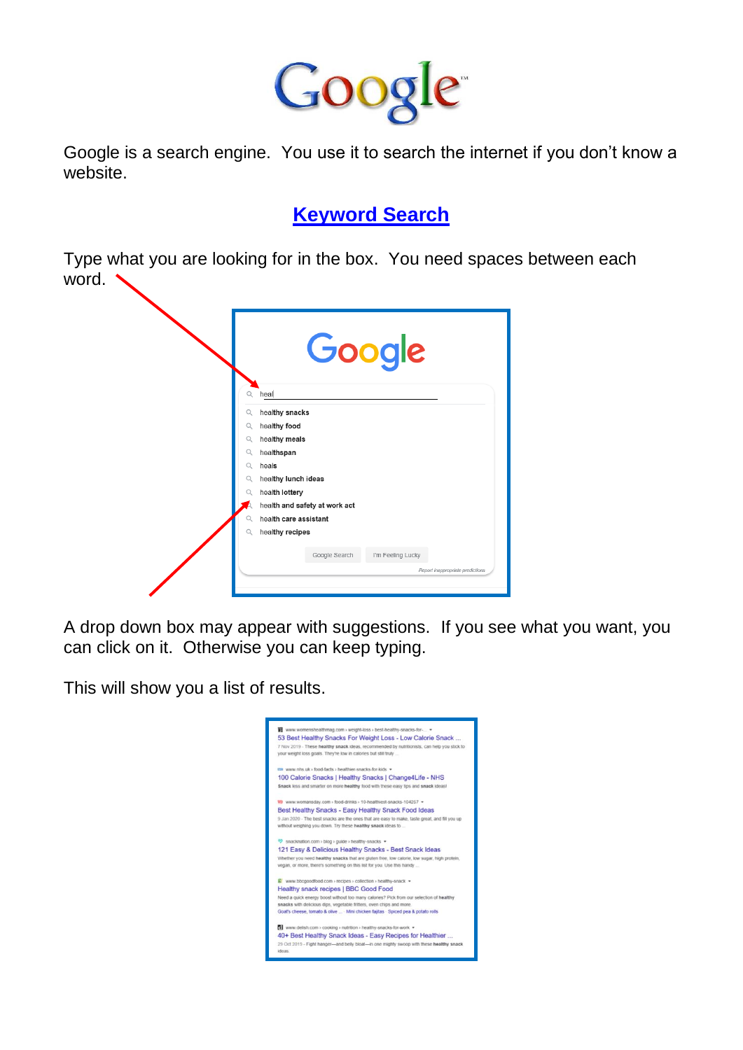Google is a search engine. You use it to search the internet if you don't know a website.

## Keyword Search

Type what you are looking for in the box. You need spaces between each word.

A drop down box may appear with suggestions. If you see what you want, you can click on it. Otherwise you can keep typing.

This will show you a list of results.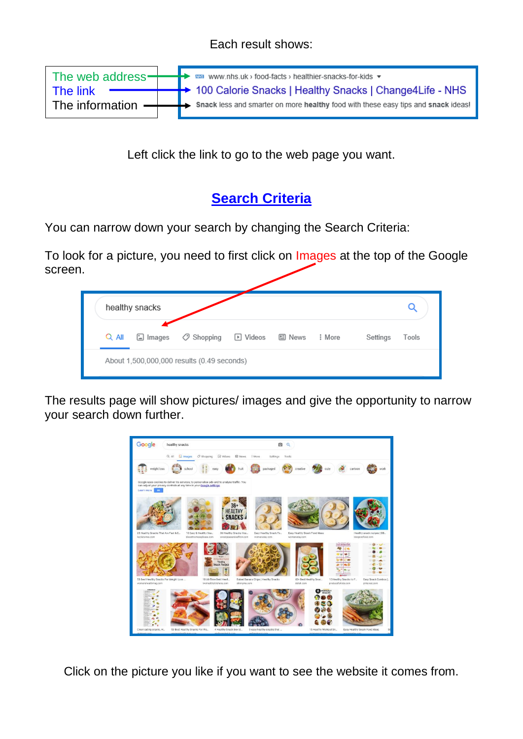Each result shows:

The web address
The link
The information

www.nhs.uk › food-facts › healthier-snacks-for-kids
100 Calorie Snacks | Healthy Snacks | Change4Life - NHS
**Snack** less and smarter on more **healthy** food with these easy tips and **snack** ideas!

Left click the link to go to the web page you want.

## Search Criteria

You can narrow down your search by changing the Search Criteria:

To look for a picture, you need to first click on Images at the top of the Google screen.

healthy snacks

All   Images   Shopping   Videos   News   More   Settings   Tools

About 1,500,000,000 results (0.49 seconds)

The results page will show pictures/ images and give the opportunity to narrow your search down further.

Click on the picture you like if you want to see the website it comes from.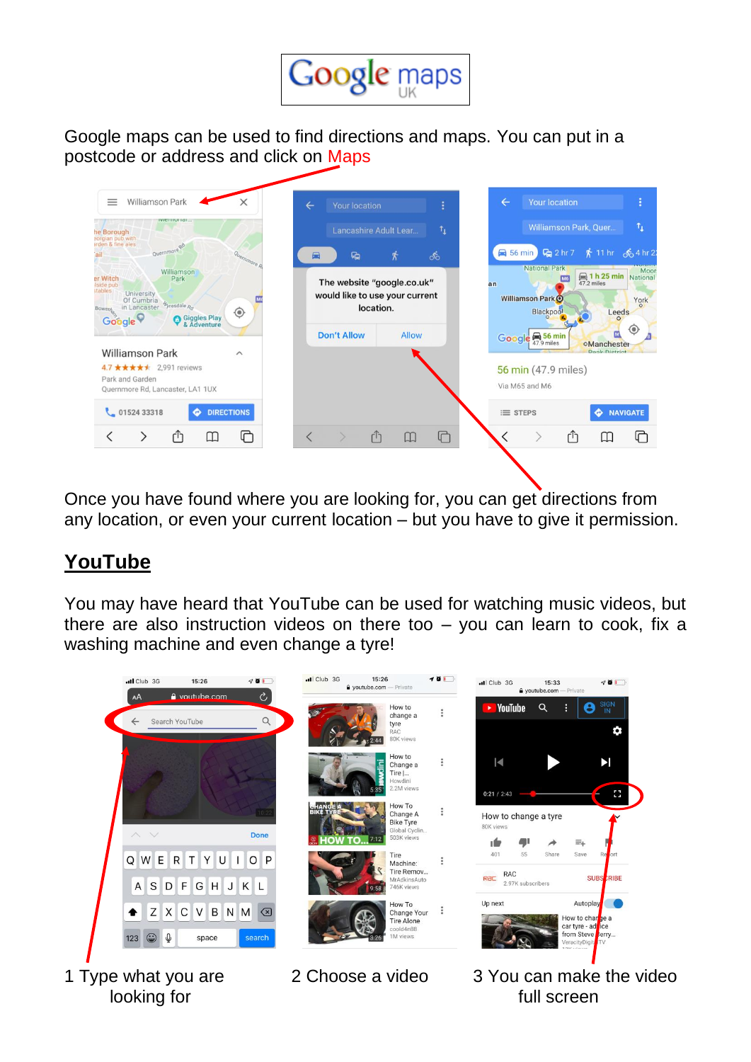Google maps UK

Google maps can be used to find directions and maps. You can put in a postcode or address and click on Maps

Once you have found where you are looking for, you can get directions from any location, or even your current location – but you have to give it permission.

## YouTube

You may have heard that YouTube can be used for watching music videos, but there are also instruction videos on there too – you can learn to cook, fix a washing machine and even change a tyre!

1 Type what you are looking for

2 Choose a video

3 You can make the video full screen